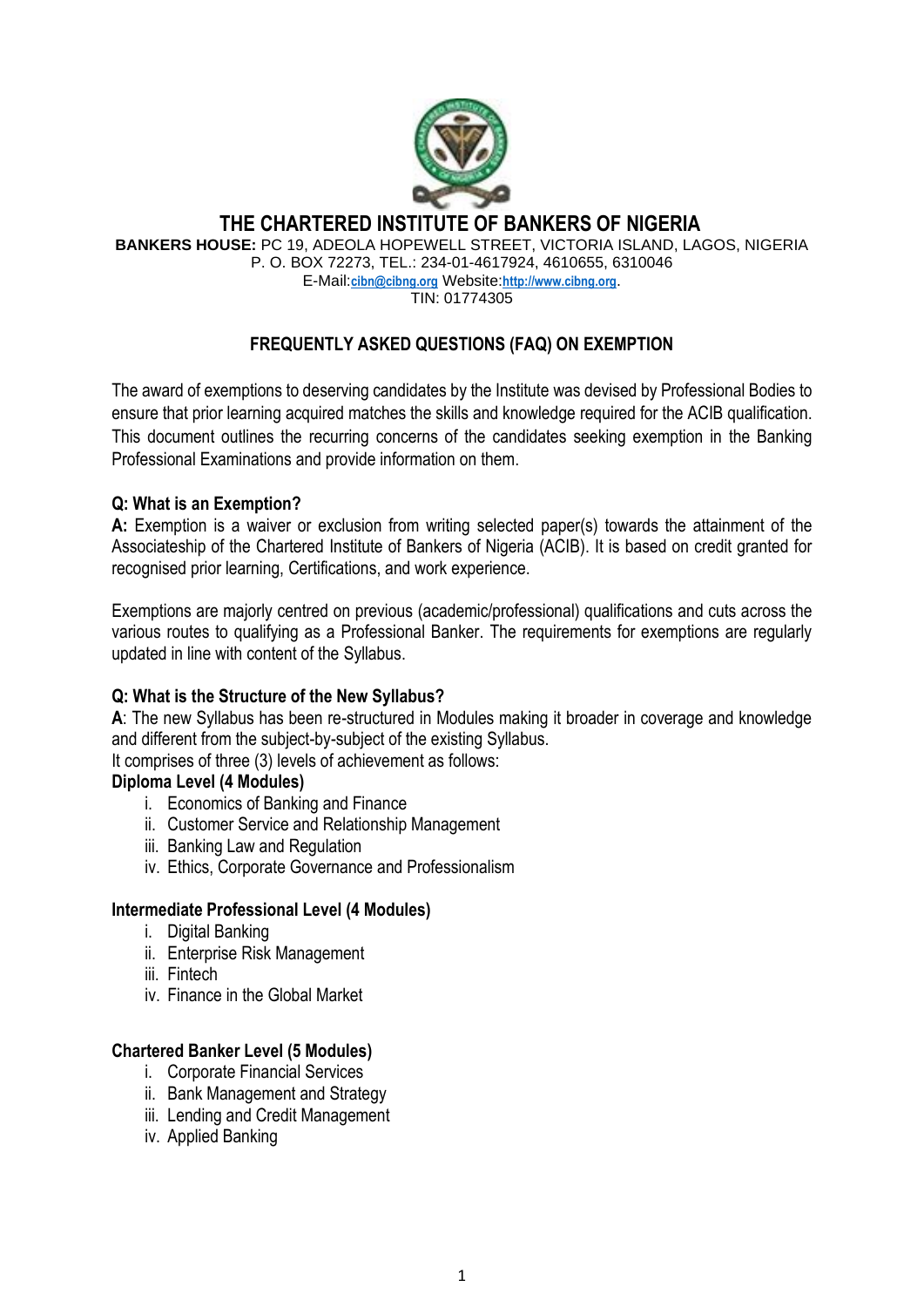# THE CHARTERED INSTITUTE OF BANKERS OF NIGERIA

**BANKERS HOUSE:** PC 19, ADEOLA HOPEWELL STREET, VICTORIA ISLAND, LAGOS, NIGERIA
P. O. BOX 72273, TEL.: 234-01-4617924, 4610655, 6310046
E-Mail:cibn@cibng.org Website:http://www.cibng.org.
TIN: 01774305

## FREQUENTLY ASKED QUESTIONS (FAQ) ON EXEMPTION

The award of exemptions to deserving candidates by the Institute was devised by Professional Bodies to ensure that prior learning acquired matches the skills and knowledge required for the ACIB qualification. This document outlines the recurring concerns of the candidates seeking exemption in the Banking Professional Examinations and provide information on them.

**Q: What is an Exemption?**

**A:** Exemption is a waiver or exclusion from writing selected paper(s) towards the attainment of the Associateship of the Chartered Institute of Bankers of Nigeria (ACIB). It is based on credit granted for recognised prior learning, Certifications, and work experience.

Exemptions are majorly centred on previous (academic/professional) qualifications and cuts across the various routes to qualifying as a Professional Banker. The requirements for exemptions are regularly updated in line with content of the Syllabus.

**Q: What is the Structure of the New Syllabus?**

**A**: The new Syllabus has been re-structured in Modules making it broader in coverage and knowledge and different from the subject-by-subject of the existing Syllabus.
It comprises of three (3) levels of achievement as follows:

**Diploma Level (4 Modules)**

i. Economics of Banking and Finance
ii. Customer Service and Relationship Management
iii. Banking Law and Regulation
iv. Ethics, Corporate Governance and Professionalism

**Intermediate Professional Level (4 Modules)**

i. Digital Banking
ii. Enterprise Risk Management
iii. Fintech
iv. Finance in the Global Market

**Chartered Banker Level (5 Modules)**

i. Corporate Financial Services
ii. Bank Management and Strategy
iii. Lending and Credit Management
iv. Applied Banking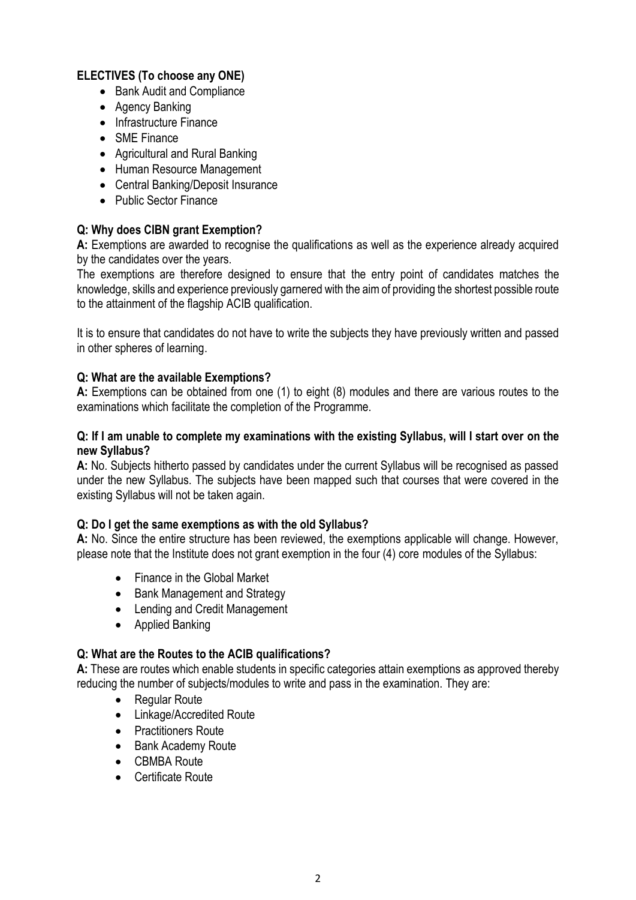**ELECTIVES (To choose any ONE)**

- Bank Audit and Compliance
- Agency Banking
- Infrastructure Finance
- SME Finance
- Agricultural and Rural Banking
- Human Resource Management
- Central Banking/Deposit Insurance
- Public Sector Finance

**Q: Why does CIBN grant Exemption?**

**A:** Exemptions are awarded to recognise the qualifications as well as the experience already acquired by the candidates over the years.

The exemptions are therefore designed to ensure that the entry point of candidates matches the knowledge, skills and experience previously garnered with the aim of providing the shortest possible route to the attainment of the flagship ACIB qualification.

It is to ensure that candidates do not have to write the subjects they have previously written and passed in other spheres of learning.

**Q: What are the available Exemptions?**

**A:** Exemptions can be obtained from one (1) to eight (8) modules and there are various routes to the examinations which facilitate the completion of the Programme.

**Q: If I am unable to complete my examinations with the existing Syllabus, will I start over on the new Syllabus?**

**A:** No. Subjects hitherto passed by candidates under the current Syllabus will be recognised as passed under the new Syllabus. The subjects have been mapped such that courses that were covered in the existing Syllabus will not be taken again.

**Q: Do I get the same exemptions as with the old Syllabus?**

**A:** No. Since the entire structure has been reviewed, the exemptions applicable will change. However, please note that the Institute does not grant exemption in the four (4) core modules of the Syllabus:

- Finance in the Global Market
- Bank Management and Strategy
- Lending and Credit Management
- Applied Banking

**Q: What are the Routes to the ACIB qualifications?**

**A:** These are routes which enable students in specific categories attain exemptions as approved thereby reducing the number of subjects/modules to write and pass in the examination. They are:

- Regular Route
- Linkage/Accredited Route
- Practitioners Route
- Bank Academy Route
- CBMBA Route
- Certificate Route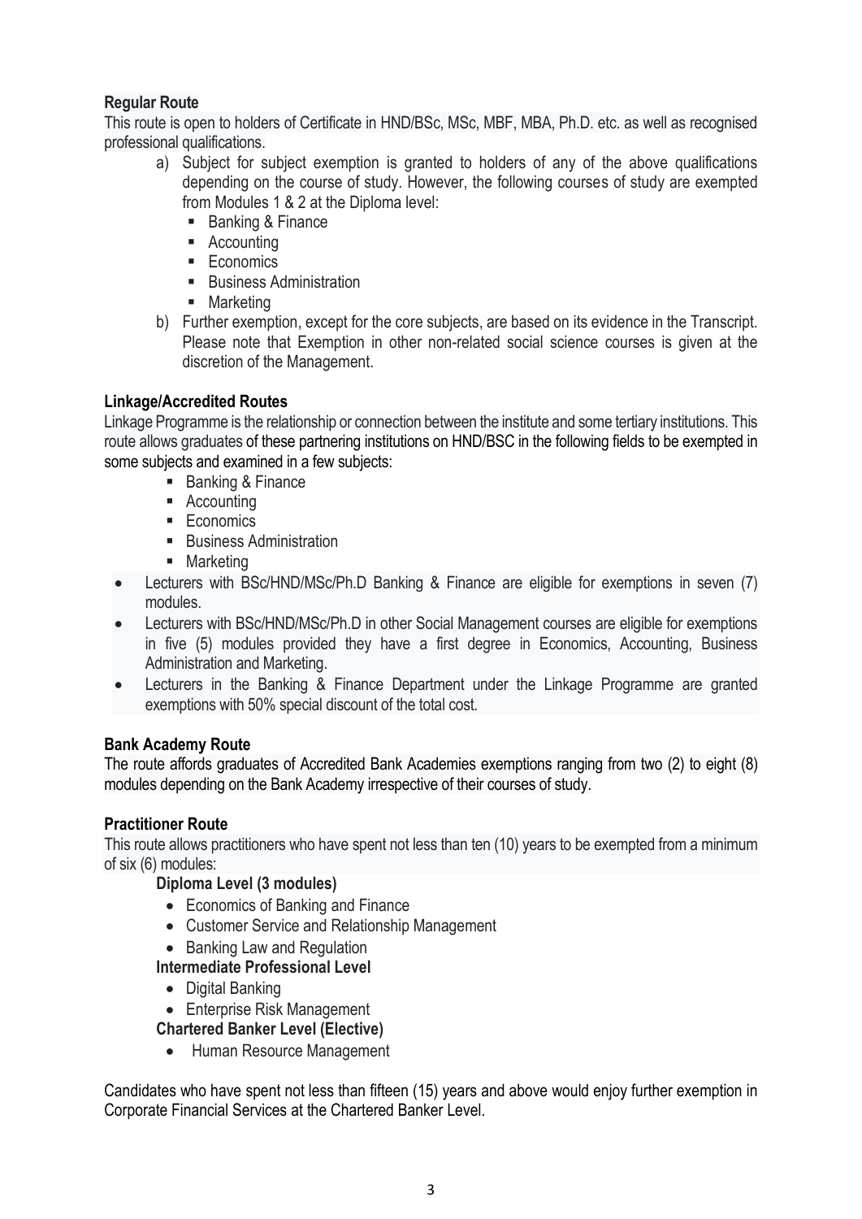**Regular Route**

This route is open to holders of Certificate in HND/BSc, MSc, MBF, MBA, Ph.D. etc. as well as recognised professional qualifications.

a) Subject for subject exemption is granted to holders of any of the above qualifications depending on the course of study. However, the following courses of study are exempted from Modules 1 & 2 at the Diploma level:
   - Banking & Finance
   - Accounting
   - Economics
   - Business Administration
   - Marketing

b) Further exemption, except for the core subjects, are based on its evidence in the Transcript. Please note that Exemption in other non-related social science courses is given at the discretion of the Management.

**Linkage/Accredited Routes**

Linkage Programme is the relationship or connection between the institute and some tertiary institutions. This route allows graduates of these partnering institutions on HND/BSC in the following fields to be exempted in some subjects and examined in a few subjects:

- Banking & Finance
- Accounting
- Economics
- Business Administration
- Marketing

- Lecturers with BSc/HND/MSc/Ph.D Banking & Finance are eligible for exemptions in seven (7) modules.
- Lecturers with BSc/HND/MSc/Ph.D in other Social Management courses are eligible for exemptions in five (5) modules provided they have a first degree in Economics, Accounting, Business Administration and Marketing.
- Lecturers in the Banking & Finance Department under the Linkage Programme are granted exemptions with 50% special discount of the total cost.

**Bank Academy Route**

The route affords graduates of Accredited Bank Academies exemptions ranging from two (2) to eight (8) modules depending on the Bank Academy irrespective of their courses of study.

**Practitioner Route**

This route allows practitioners who have spent not less than ten (10) years to be exempted from a minimum of six (6) modules:

**Diploma Level (3 modules)**

- Economics of Banking and Finance
- Customer Service and Relationship Management
- Banking Law and Regulation

**Intermediate Professional Level**

- Digital Banking
- Enterprise Risk Management

**Chartered Banker Level (Elective)**

- Human Resource Management

Candidates who have spent not less than fifteen (15) years and above would enjoy further exemption in Corporate Financial Services at the Chartered Banker Level.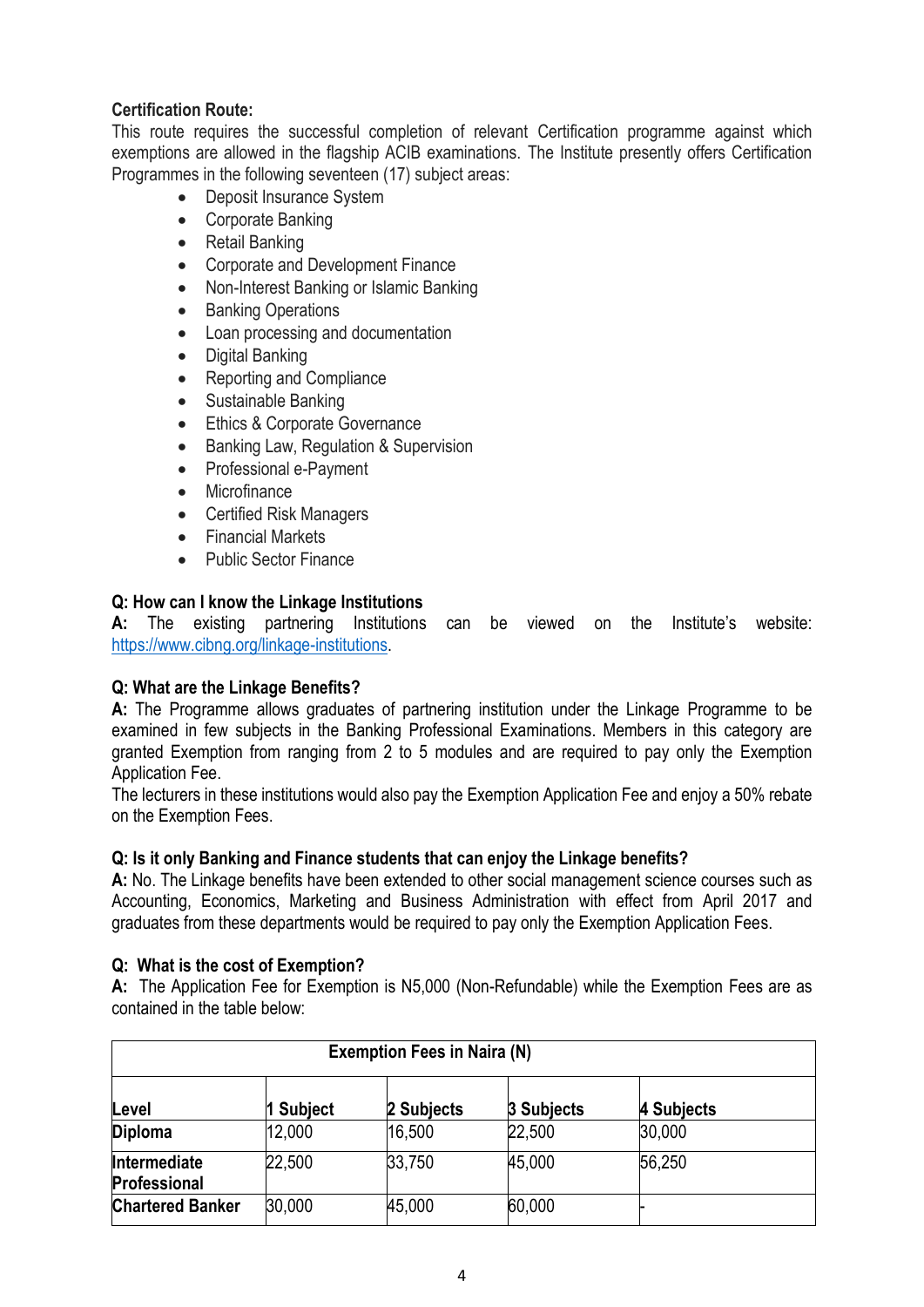**Certification Route:**

This route requires the successful completion of relevant Certification programme against which exemptions are allowed in the flagship ACIB examinations. The Institute presently offers Certification Programmes in the following seventeen (17) subject areas:

- Deposit Insurance System
- Corporate Banking
- Retail Banking
- Corporate and Development Finance
- Non-Interest Banking or Islamic Banking
- Banking Operations
- Loan processing and documentation
- Digital Banking
- Reporting and Compliance
- Sustainable Banking
- Ethics & Corporate Governance
- Banking Law, Regulation & Supervision
- Professional e-Payment
- Microfinance
- Certified Risk Managers
- Financial Markets
- Public Sector Finance

**Q: How can I know the Linkage Institutions**

**A:** The existing partnering Institutions can be viewed on the Institute's website: https://www.cibng.org/linkage-institutions.

**Q: What are the Linkage Benefits?**

**A:** The Programme allows graduates of partnering institution under the Linkage Programme to be examined in few subjects in the Banking Professional Examinations. Members in this category are granted Exemption from ranging from 2 to 5 modules and are required to pay only the Exemption Application Fee.

The lecturers in these institutions would also pay the Exemption Application Fee and enjoy a 50% rebate on the Exemption Fees.

**Q: Is it only Banking and Finance students that can enjoy the Linkage benefits?**

**A:** No. The Linkage benefits have been extended to other social management science courses such as Accounting, Economics, Marketing and Business Administration with effect from April 2017 and graduates from these departments would be required to pay only the Exemption Application Fees.

**Q: What is the cost of Exemption?**

**A:** The Application Fee for Exemption is N5,000 (Non-Refundable) while the Exemption Fees are as contained in the table below:

| **Exemption Fees in Naira (N)** | | | | |
|---|---|---|---|---|
| **Level** | **1 Subject** | **2 Subjects** | **3 Subjects** | **4 Subjects** |
| **Diploma** | 12,000 | 16,500 | 22,500 | 30,000 |
| **Intermediate Professional** | 22,500 | 33,750 | 45,000 | 56,250 |
| **Chartered Banker** | 30,000 | 45,000 | 60,000 | - |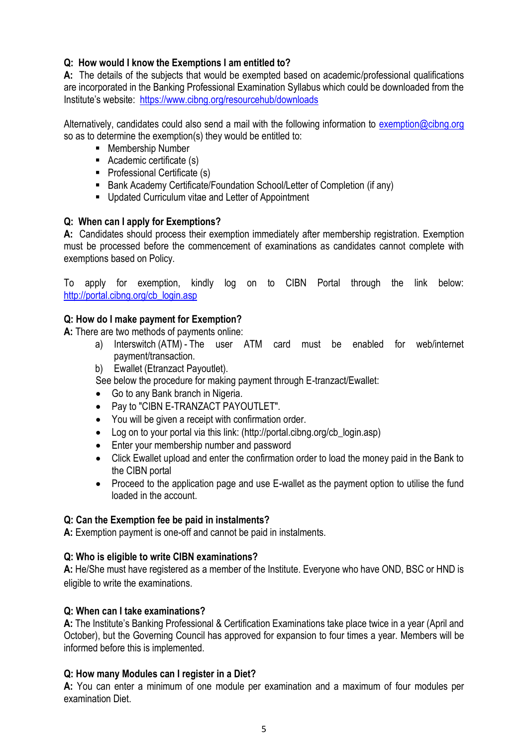**Q: How would I know the Exemptions I am entitled to?**
**A:** The details of the subjects that would be exempted based on academic/professional qualifications are incorporated in the Banking Professional Examination Syllabus which could be downloaded from the Institute's website: https://www.cibng.org/resourcehub/downloads

Alternatively, candidates could also send a mail with the following information to exemption@cibng.org so as to determine the exemption(s) they would be entitled to:

- Membership Number
- Academic certificate (s)
- Professional Certificate (s)
- Bank Academy Certificate/Foundation School/Letter of Completion (if any)
- Updated Curriculum vitae and Letter of Appointment

**Q: When can I apply for Exemptions?**
**A:** Candidates should process their exemption immediately after membership registration. Exemption must be processed before the commencement of examinations as candidates cannot complete with exemptions based on Policy.

To apply for exemption, kindly log on to CIBN Portal through the link below: http://portal.cibng.org/cb_login.asp

**Q: How do I make payment for Exemption?**
**A:** There are two methods of payments online:

a) Interswitch (ATM) - The user ATM card must be enabled for web/internet payment/transaction.
b) Ewallet (Etranzact Payoutlet).

See below the procedure for making payment through E-tranzact/Ewallet:

- Go to any Bank branch in Nigeria.
- Pay to "CIBN E-TRANZACT PAYOUTLET".
- You will be given a receipt with confirmation order.
- Log on to your portal via this link: (http://portal.cibng.org/cb_login.asp)
- Enter your membership number and password
- Click Ewallet upload and enter the confirmation order to load the money paid in the Bank to the CIBN portal
- Proceed to the application page and use E-wallet as the payment option to utilise the fund loaded in the account.

**Q: Can the Exemption fee be paid in instalments?**
**A:** Exemption payment is one-off and cannot be paid in instalments.

**Q: Who is eligible to write CIBN examinations?**
**A:** He/She must have registered as a member of the Institute. Everyone who have OND, BSC or HND is eligible to write the examinations.

**Q: When can I take examinations?**
**A:** The Institute's Banking Professional & Certification Examinations take place twice in a year (April and October), but the Governing Council has approved for expansion to four times a year. Members will be informed before this is implemented.

**Q: How many Modules can I register in a Diet?**
**A:** You can enter a minimum of one module per examination and a maximum of four modules per examination Diet.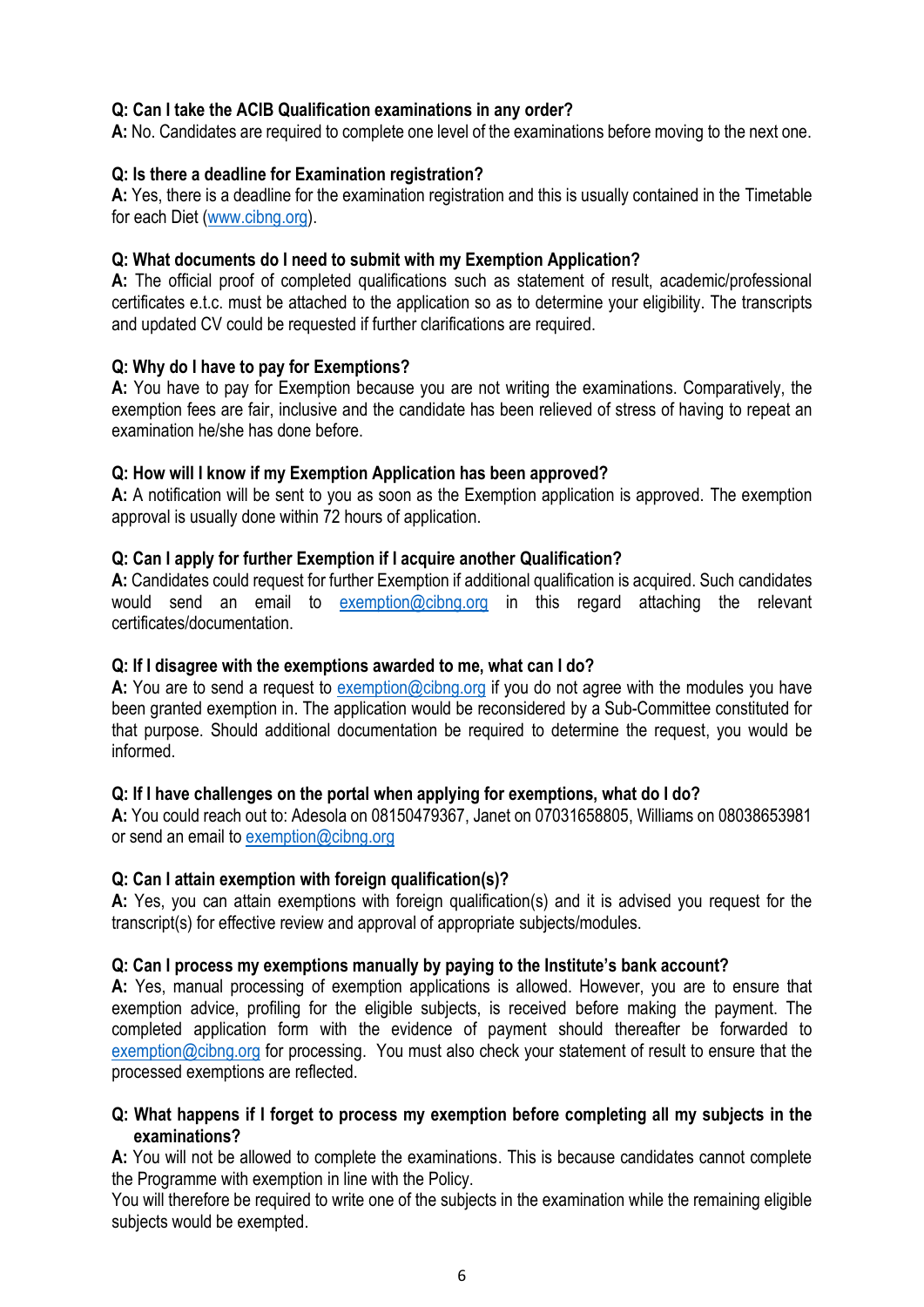**Q: Can I take the ACIB Qualification examinations in any order?**
**A:** No. Candidates are required to complete one level of the examinations before moving to the next one.

**Q: Is there a deadline for Examination registration?**
**A:** Yes, there is a deadline for the examination registration and this is usually contained in the Timetable for each Diet (www.cibng.org).

**Q: What documents do I need to submit with my Exemption Application?**
**A:** The official proof of completed qualifications such as statement of result, academic/professional certificates e.t.c. must be attached to the application so as to determine your eligibility. The transcripts and updated CV could be requested if further clarifications are required.

**Q: Why do I have to pay for Exemptions?**
**A:** You have to pay for Exemption because you are not writing the examinations. Comparatively, the exemption fees are fair, inclusive and the candidate has been relieved of stress of having to repeat an examination he/she has done before.

**Q: How will I know if my Exemption Application has been approved?**
**A:** A notification will be sent to you as soon as the Exemption application is approved. The exemption approval is usually done within 72 hours of application.

**Q: Can I apply for further Exemption if I acquire another Qualification?**
**A:** Candidates could request for further Exemption if additional qualification is acquired. Such candidates would send an email to exemption@cibng.org in this regard attaching the relevant certificates/documentation.

**Q: If I disagree with the exemptions awarded to me, what can I do?**
**A:** You are to send a request to exemption@cibng.org if you do not agree with the modules you have been granted exemption in. The application would be reconsidered by a Sub-Committee constituted for that purpose. Should additional documentation be required to determine the request, you would be informed.

**Q: If I have challenges on the portal when applying for exemptions, what do I do?**
**A:** You could reach out to: Adesola on 08150479367, Janet on 07031658805, Williams on 08038653981 or send an email to exemption@cibng.org

**Q: Can I attain exemption with foreign qualification(s)?**
**A:** Yes, you can attain exemptions with foreign qualification(s) and it is advised you request for the transcript(s) for effective review and approval of appropriate subjects/modules.

**Q: Can I process my exemptions manually by paying to the Institute's bank account?**
**A:** Yes, manual processing of exemption applications is allowed. However, you are to ensure that exemption advice, profiling for the eligible subjects, is received before making the payment. The completed application form with the evidence of payment should thereafter be forwarded to exemption@cibng.org for processing. You must also check your statement of result to ensure that the processed exemptions are reflected.

**Q: What happens if I forget to process my exemption before completing all my subjects in the examinations?**
**A:** You will not be allowed to complete the examinations. This is because candidates cannot complete the Programme with exemption in line with the Policy.
You will therefore be required to write one of the subjects in the examination while the remaining eligible subjects would be exempted.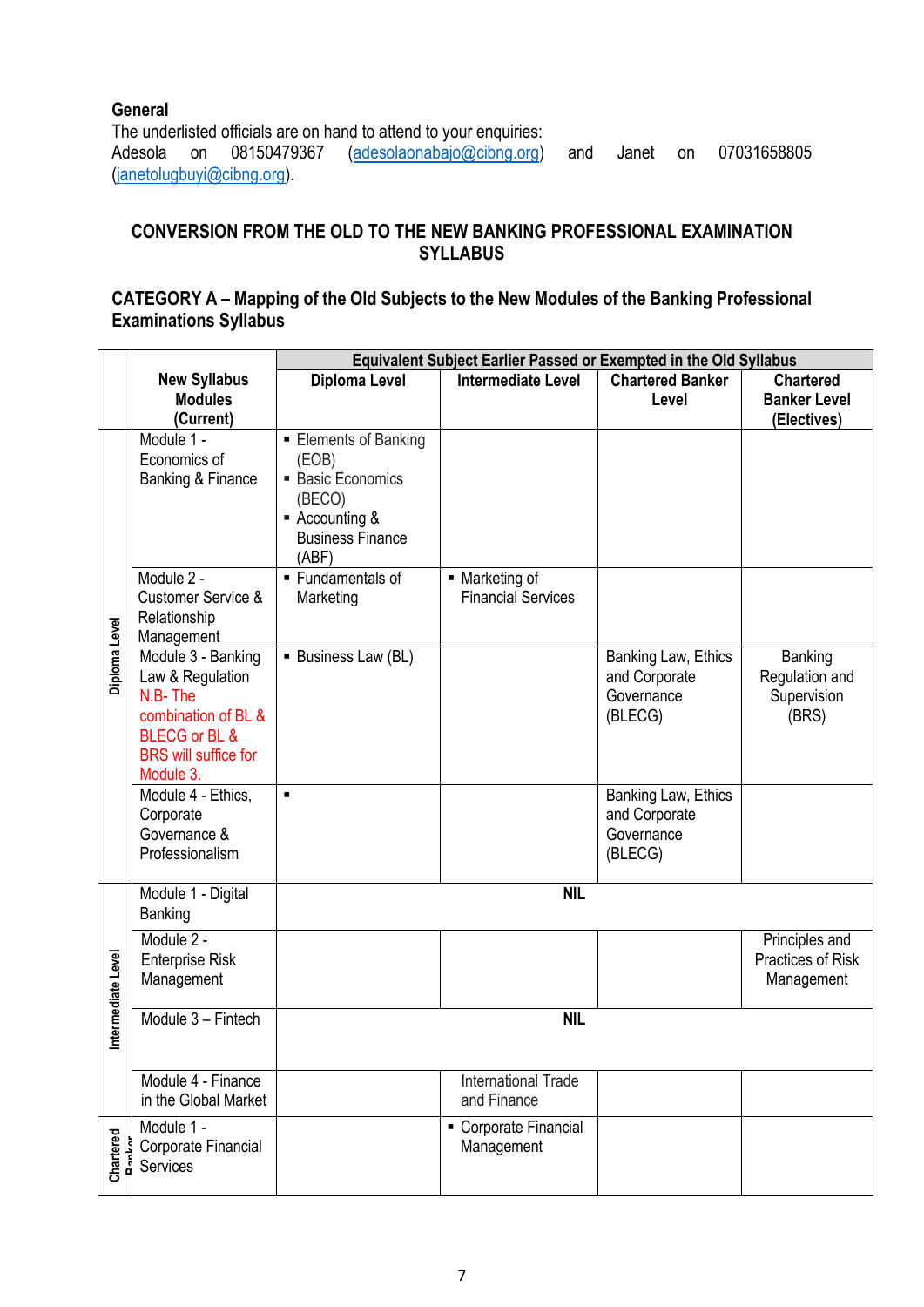**General**

The underlisted officials are on hand to attend to your enquiries:
Adesola on 08150479367 (adesolaonabajo@cibng.org) and Janet on 07031658805 (janetolugbuyi@cibng.org).

## CONVERSION FROM THE OLD TO THE NEW BANKING PROFESSIONAL EXAMINATION SYLLABUS

### CATEGORY A – Mapping of the Old Subjects to the New Modules of the Banking Professional Examinations Syllabus

| | New Syllabus Modules (Current) | Equivalent Subject Earlier Passed or Exempted in the Old Syllabus | | | |
|---|---|---|---|---|---|
| | | Diploma Level | Intermediate Level | Chartered Banker Level | Chartered Banker Level (Electives) |
| Diploma Level | Module 1 - Economics of Banking & Finance | ▪ Elements of Banking (EOB)<br>▪ Basic Economics (BECO)<br>▪ Accounting & Business Finance (ABF) | | | |
| Diploma Level | Module 2 - Customer Service & Relationship Management | ▪ Fundamentals of Marketing | ▪ Marketing of Financial Services | | |
| Diploma Level | Module 3 - Banking Law & Regulation N.B- The combination of BL & BLECG or BL & BRS will suffice for Module 3. | ▪ Business Law (BL) | | Banking Law, Ethics and Corporate Governance (BLECG) | Banking Regulation and Supervision (BRS) |
| Diploma Level | Module 4 - Ethics, Corporate Governance & Professionalism | ▪ | | Banking Law, Ethics and Corporate Governance (BLECG) | |
| Intermediate Level | Module 1 - Digital Banking | NIL | | | |
| Intermediate Level | Module 2 - Enterprise Risk Management | | | | Principles and Practices of Risk Management |
| Intermediate Level | Module 3 – Fintech | NIL | | | |
| Intermediate Level | Module 4 - Finance in the Global Market | | International Trade and Finance | | |
| Chartered Banker | Module 1 - Corporate Financial Services | | ▪ Corporate Financial Management | | |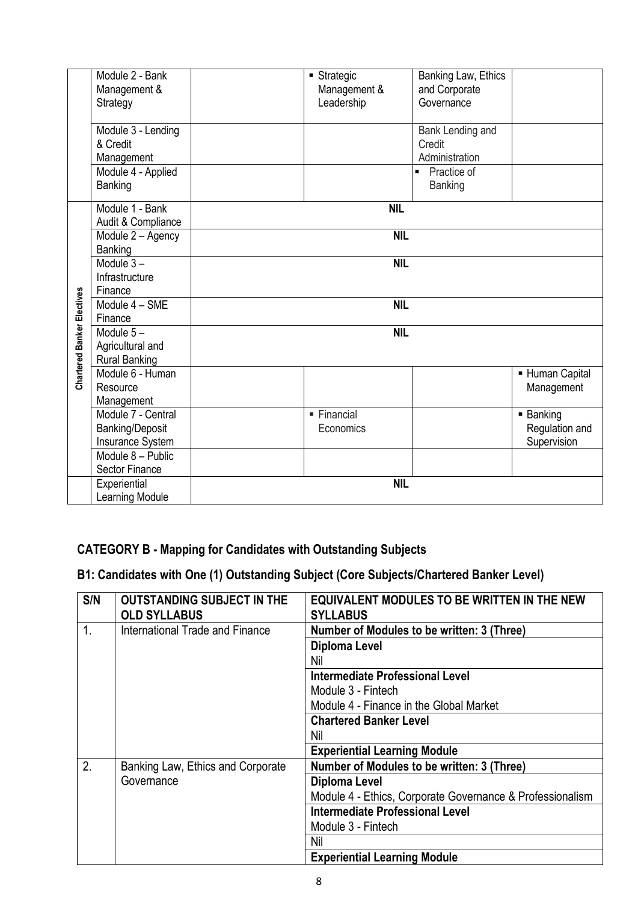| | | | | | |
|---|---|---|---|---|---|
| | Module 2 - Bank Management & Strategy | | ▪ Strategic Management & Leadership | Banking Law, Ethics and Corporate Governance | |
| | Module 3 - Lending & Credit Management | | | Bank Lending and Credit Administration | |
| | Module 4 - Applied Banking | | | ▪ Practice of Banking | |
| Chartered Banker Electives | Module 1 - Bank Audit & Compliance | NIL | | | |
| | Module 2 – Agency Banking | NIL | | | |
| | Module 3 – Infrastructure Finance | NIL | | | |
| | Module 4 – SME Finance | NIL | | | |
| | Module 5 – Agricultural and Rural Banking | NIL | | | |
| | Module 6 - Human Resource Management | | | | ▪ Human Capital Management |
| | Module 7 - Central Banking/Deposit Insurance System | | ▪ Financial Economics | | ▪ Banking Regulation and Supervision |
| | Module 8 – Public Sector Finance | | | | |
| | Experiential Learning Module | NIL | | | |

## CATEGORY B - Mapping for Candidates with Outstanding Subjects

### B1: Candidates with One (1) Outstanding Subject (Core Subjects/Chartered Banker Level)

| S/N | OUTSTANDING SUBJECT IN THE OLD SYLLABUS | EQUIVALENT MODULES TO BE WRITTEN IN THE NEW SYLLABUS |
|---|---|---|
| 1. | International Trade and Finance | **Number of Modules to be written: 3 (Three)** |
| | | **Diploma Level** |
| | | Nil |
| | | **Intermediate Professional Level** |
| | | Module 3 - Fintech |
| | | Module 4 - Finance in the Global Market |
| | | **Chartered Banker Level** |
| | | Nil |
| | | **Experiential Learning Module** |
| 2. | Banking Law, Ethics and Corporate Governance | **Number of Modules to be written: 3 (Three)** |
| | | **Diploma Level** |
| | | Module 4 - Ethics, Corporate Governance & Professionalism |
| | | **Intermediate Professional Level** |
| | | Module 3 - Fintech |
| | | Nil |
| | | **Experiential Learning Module** |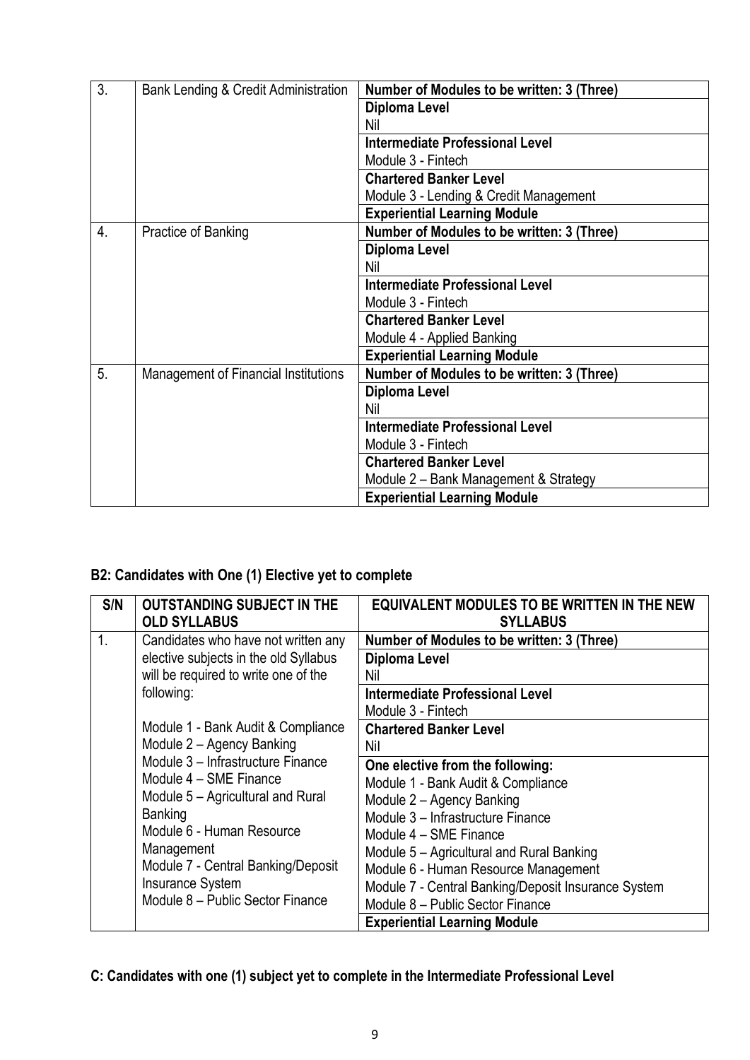| | | |
|---|---|---|
| 3. | Bank Lending & Credit Administration | **Number of Modules to be written: 3 (Three)**<br>**Diploma Level**<br>Nil<br>**Intermediate Professional Level**<br>Module 3 - Fintech<br>**Chartered Banker Level**<br>Module 3 - Lending & Credit Management<br>**Experiential Learning Module** |
| 4. | Practice of Banking | **Number of Modules to be written: 3 (Three)**<br>**Diploma Level**<br>Nil<br>**Intermediate Professional Level**<br>Module 3 - Fintech<br>**Chartered Banker Level**<br>Module 4 - Applied Banking<br>**Experiential Learning Module** |
| 5. | Management of Financial Institutions | **Number of Modules to be written: 3 (Three)**<br>**Diploma Level**<br>Nil<br>**Intermediate Professional Level**<br>Module 3 - Fintech<br>**Chartered Banker Level**<br>Module 2 – Bank Management & Strategy<br>**Experiential Learning Module** |

## B2: Candidates with One (1) Elective yet to complete

| S/N | OUTSTANDING SUBJECT IN THE OLD SYLLABUS | EQUIVALENT MODULES TO BE WRITTEN IN THE NEW SYLLABUS |
|---|---|---|
| 1. | Candidates who have not written any elective subjects in the old Syllabus will be required to write one of the following:<br><br>Module 1 - Bank Audit & Compliance<br>Module 2 – Agency Banking<br>Module 3 – Infrastructure Finance<br>Module 4 – SME Finance<br>Module 5 – Agricultural and Rural Banking<br>Module 6 - Human Resource Management<br>Module 7 - Central Banking/Deposit Insurance System<br>Module 8 – Public Sector Finance | **Number of Modules to be written: 3 (Three)**<br>**Diploma Level**<br>Nil<br>**Intermediate Professional Level**<br>Module 3 - Fintech<br>**Chartered Banker Level**<br>Nil<br>**One elective from the following:**<br>Module 1 - Bank Audit & Compliance<br>Module 2 – Agency Banking<br>Module 3 – Infrastructure Finance<br>Module 4 – SME Finance<br>Module 5 – Agricultural and Rural Banking<br>Module 6 - Human Resource Management<br>Module 7 - Central Banking/Deposit Insurance System<br>Module 8 – Public Sector Finance<br>**Experiential Learning Module** |

## C: Candidates with one (1) subject yet to complete in the Intermediate Professional Level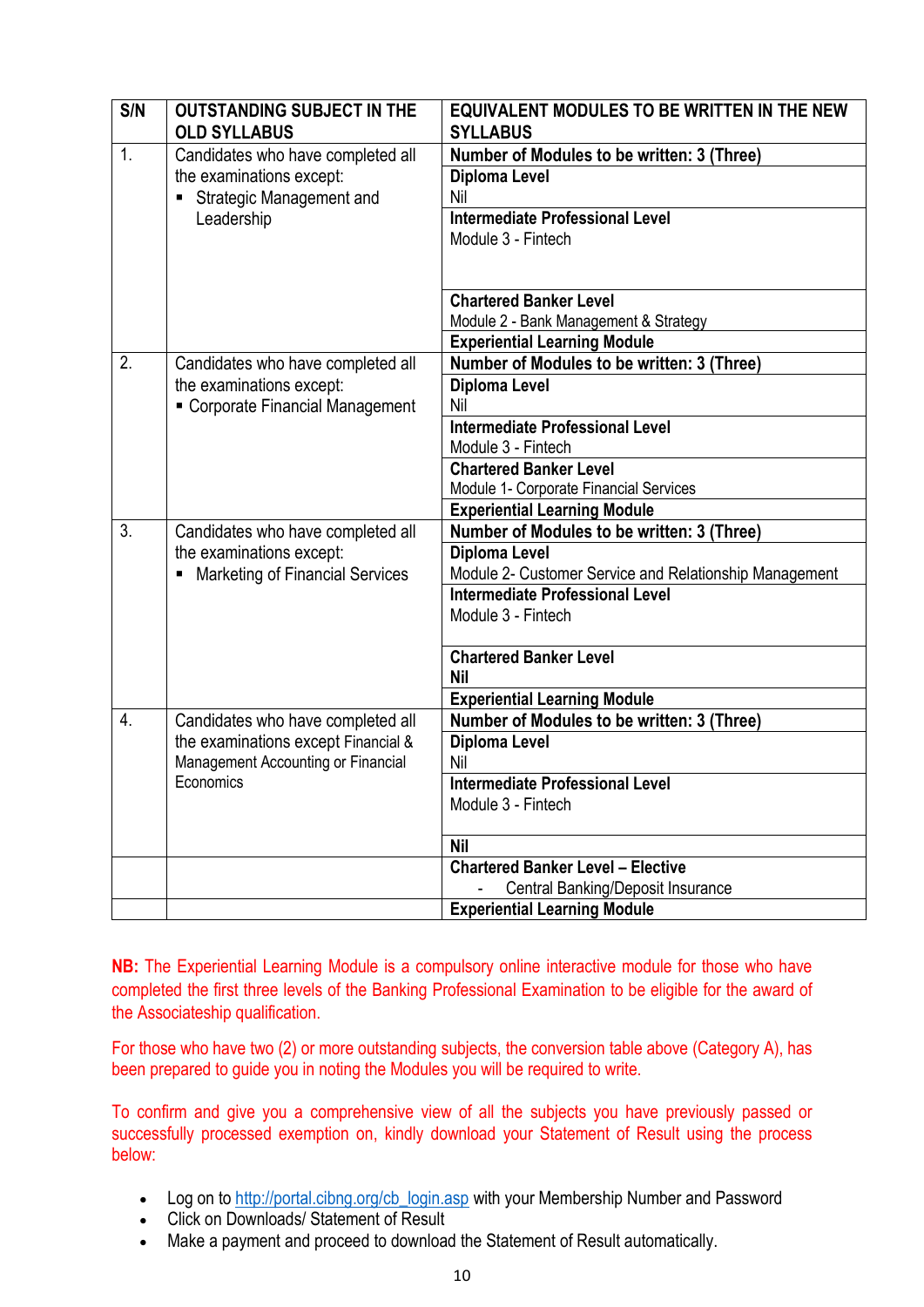| S/N | OUTSTANDING SUBJECT IN THE OLD SYLLABUS | EQUIVALENT MODULES TO BE WRITTEN IN THE NEW SYLLABUS |
|---|---|---|
| 1. | Candidates who have completed all the examinations except:<br>▪ Strategic Management and Leadership | **Number of Modules to be written: 3 (Three)** |
| | | **Diploma Level**<br>Nil |
| | | **Intermediate Professional Level**<br>Module 3 - Fintech |
| | | **Chartered Banker Level**<br>Module 2 - Bank Management & Strategy |
| | | **Experiential Learning Module** |
| 2. | Candidates who have completed all the examinations except:<br>▪ Corporate Financial Management | **Number of Modules to be written: 3 (Three)** |
| | | **Diploma Level**<br>Nil |
| | | **Intermediate Professional Level**<br>Module 3 - Fintech |
| | | **Chartered Banker Level**<br>Module 1- Corporate Financial Services |
| | | **Experiential Learning Module** |
| 3. | Candidates who have completed all the examinations except:<br>▪ Marketing of Financial Services | **Number of Modules to be written: 3 (Three)** |
| | | **Diploma Level**<br>Module 2- Customer Service and Relationship Management |
| | | **Intermediate Professional Level**<br>Module 3 - Fintech |
| | | **Chartered Banker Level**<br>**Nil** |
| | | **Experiential Learning Module** |
| 4. | Candidates who have completed all the examinations except Financial & Management Accounting or Financial Economics | **Number of Modules to be written: 3 (Three)** |
| | | **Diploma Level**<br>Nil |
| | | **Intermediate Professional Level**<br>Module 3 - Fintech |
| | | **Nil** |
| | | **Chartered Banker Level – Elective**<br>- Central Banking/Deposit Insurance |
| | | **Experiential Learning Module** |

**NB:** The Experiential Learning Module is a compulsory online interactive module for those who have completed the first three levels of the Banking Professional Examination to be eligible for the award of the Associateship qualification.

For those who have two (2) or more outstanding subjects, the conversion table above (Category A), has been prepared to guide you in noting the Modules you will be required to write.

To confirm and give you a comprehensive view of all the subjects you have previously passed or successfully processed exemption on, kindly download your Statement of Result using the process below:

- Log on to http://portal.cibng.org/cb_login.asp with your Membership Number and Password
- Click on Downloads/ Statement of Result
- Make a payment and proceed to download the Statement of Result automatically.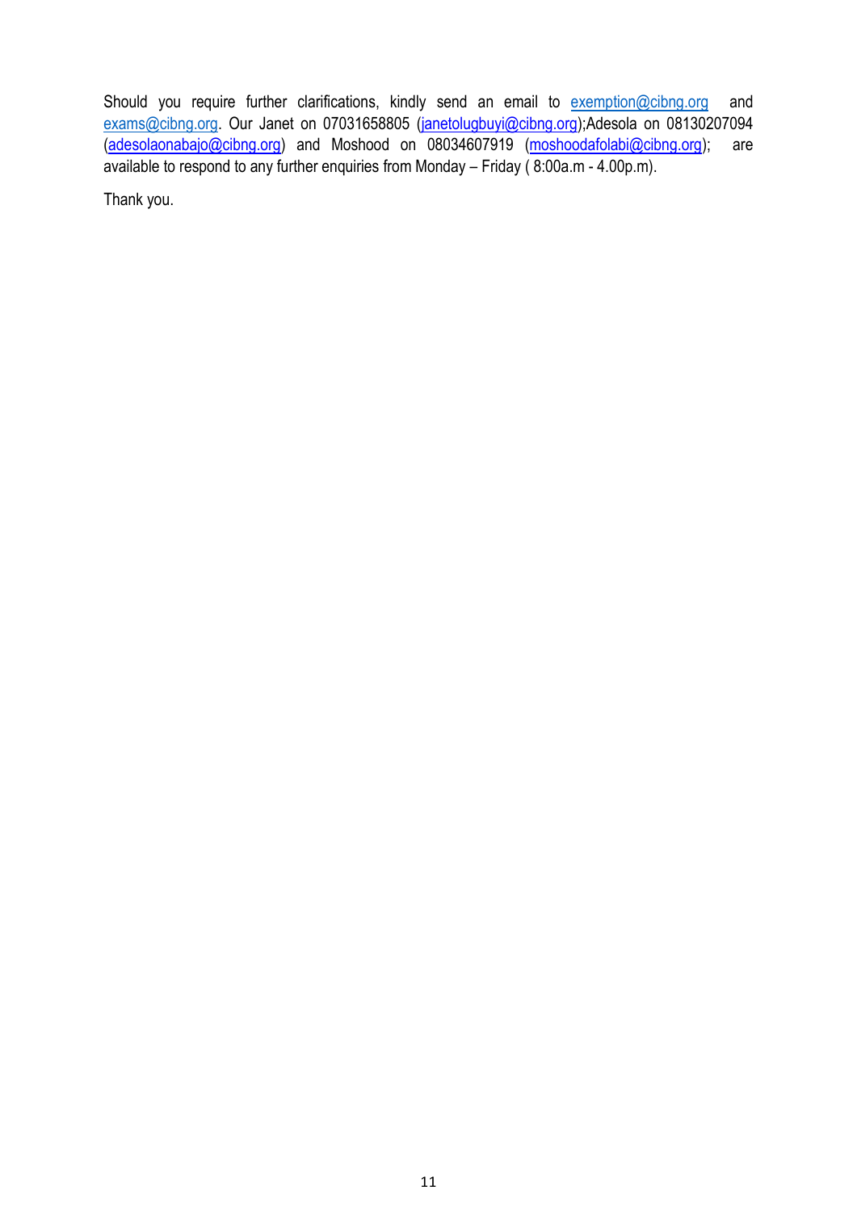Should you require further clarifications, kindly send an email to exemption@cibng.org and exams@cibng.org. Our Janet on 07031658805 (janetolugbuyi@cibng.org);Adesola on 08130207094 (adesolaonabajo@cibng.org) and Moshood on 08034607919 (moshoodafolabi@cibng.org); are available to respond to any further enquiries from Monday – Friday ( 8:00a.m - 4.00p.m).

Thank you.